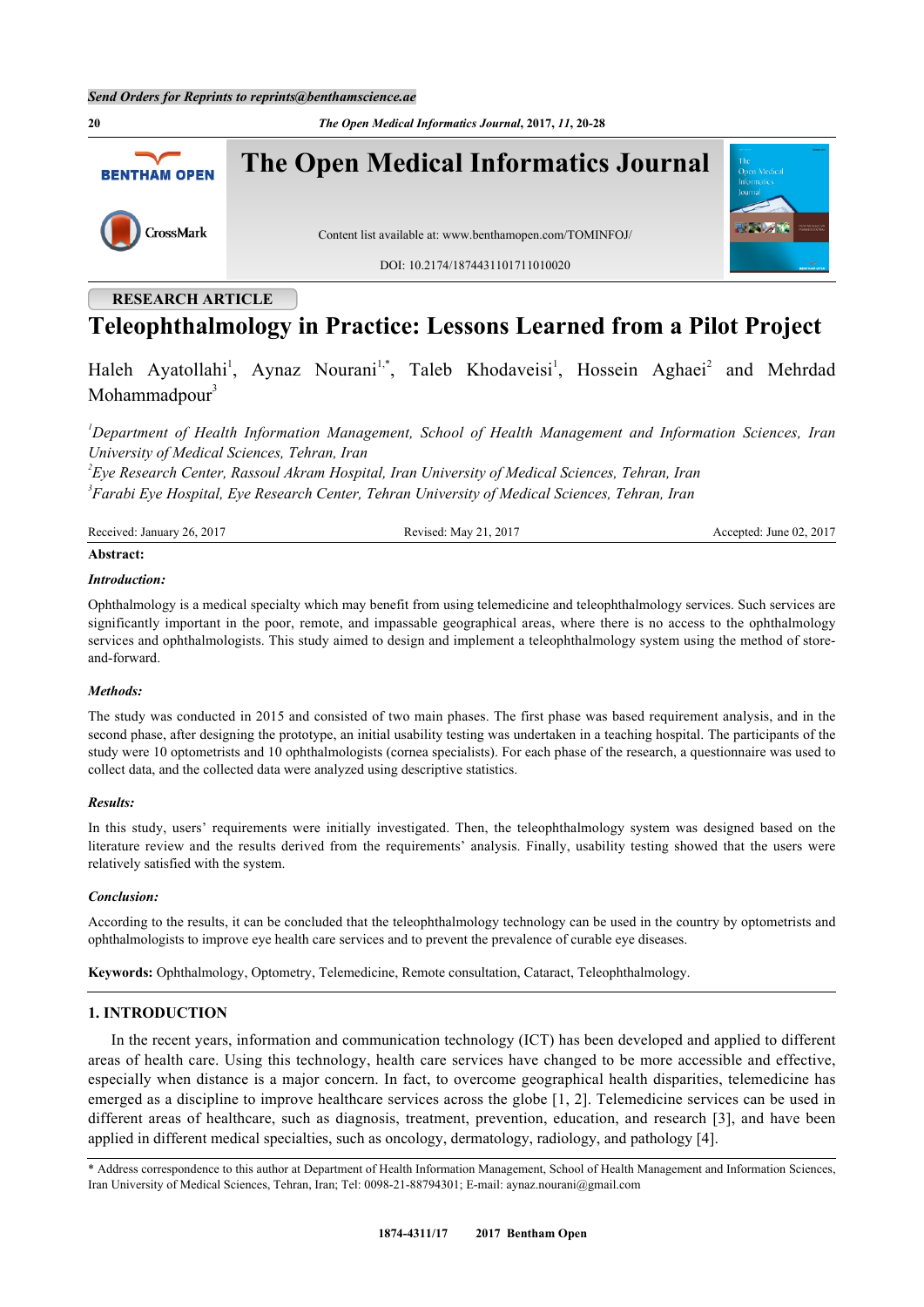RESEARCH ARTICLE

# Teleophthalmology in Practice: Lessons Learned from a Pilot Project

Haleh Ayatollahi[1], Aynaz Nourani[1,*], Taleb Khodaveisi[1], Hossein Aghaei[2] and Mehrdad Mohammadpour[3]

[1]*Department of Health Information Management, School of Health Management and Information Sciences, Iran University of Medical Sciences, Tehran, Iran*
[2]*Eye Research Center, Rassoul Akram Hospital, Iran University of Medical Sciences, Tehran, Iran*
[3]*Farabi Eye Hospital, Eye Research Center, Tehran University of Medical Sciences, Tehran, Iran*

Received: January 26, 2017 Revised: May 21, 2017 Accepted: June 02, 2017

**Abstract:**

***Introduction:***

Ophthalmology is a medical specialty which may benefit from using telemedicine and teleophthalmology services. Such services are significantly important in the poor, remote, and impassable geographical areas, where there is no access to the ophthalmology services and ophthalmologists. This study aimed to design and implement a teleophthalmology system using the method of store-and-forward.

***Methods:***

The study was conducted in 2015 and consisted of two main phases. The first phase was based requirement analysis, and in the second phase, after designing the prototype, an initial usability testing was undertaken in a teaching hospital. The participants of the study were 10 optometrists and 10 ophthalmologists (cornea specialists). For each phase of the research, a questionnaire was used to collect data, and the collected data were analyzed using descriptive statistics.

***Results:***

In this study, users' requirements were initially investigated. Then, the teleophthalmology system was designed based on the literature review and the results derived from the requirements' analysis. Finally, usability testing showed that the users were relatively satisfied with the system.

***Conclusion:***

According to the results, it can be concluded that the teleophthalmology technology can be used in the country by optometrists and ophthalmologists to improve eye health care services and to prevent the prevalence of curable eye diseases.

**Keywords:** Ophthalmology, Optometry, Telemedicine, Remote consultation, Cataract, Teleophthalmology.

## 1. INTRODUCTION

In the recent years, information and communication technology (ICT) has been developed and applied to different areas of health care. Using this technology, health care services have changed to be more accessible and effective, especially when distance is a major concern. In fact, to overcome geographical health disparities, telemedicine has emerged as a discipline to improve healthcare services across the globe [1, 2]. Telemedicine services can be used in different areas of healthcare, such as diagnosis, treatment, prevention, education, and research [3], and have been applied in different medical specialties, such as oncology, dermatology, radiology, and pathology [4].

\* Address correspondence to this author at Department of Health Information Management, School of Health Management and Information Sciences, Iran University of Medical Sciences, Tehran, Iran; Tel: 0098-21-88794301; E-mail: aynaz.nourani@gmail.com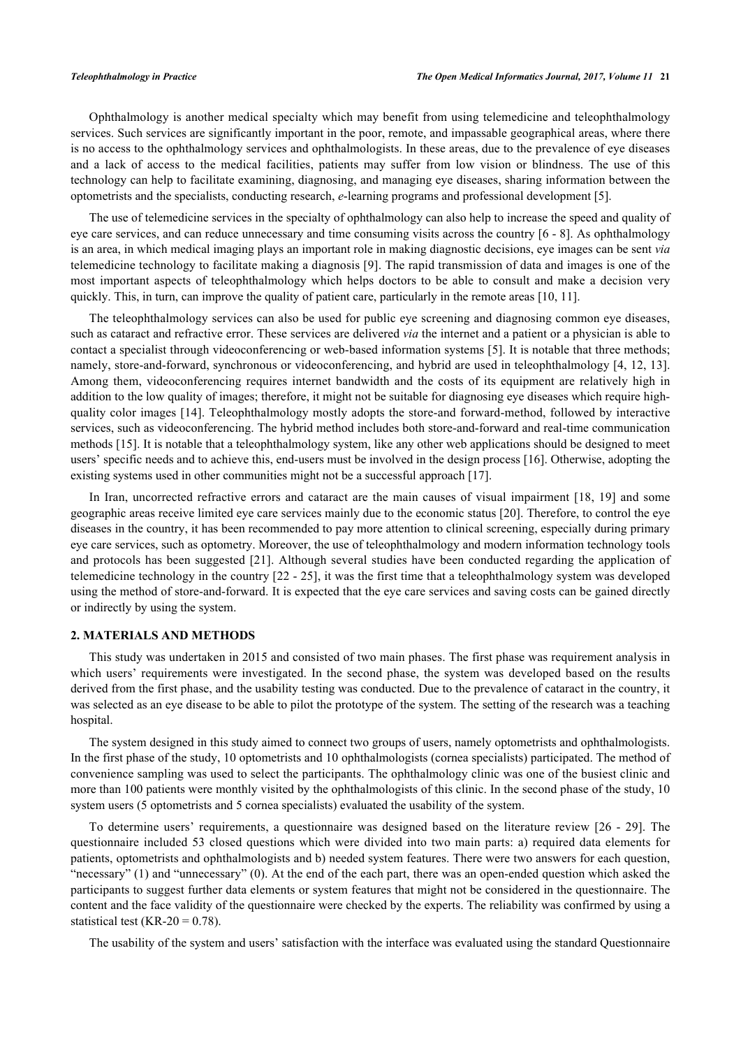Ophthalmology is another medical specialty which may benefit from using telemedicine and teleophthalmology services. Such services are significantly important in the poor, remote, and impassable geographical areas, where there is no access to the ophthalmology services and ophthalmologists. In these areas, due to the prevalence of eye diseases and a lack of access to the medical facilities, patients may suffer from low vision or blindness. The use of this technology can help to facilitate examining, diagnosing, and managing eye diseases, sharing information between the optometrists and the specialists, conducting research, *e*-learning programs and professional development [5].

The use of telemedicine services in the specialty of ophthalmology can also help to increase the speed and quality of eye care services, and can reduce unnecessary and time consuming visits across the country [6 - 8]. As ophthalmology is an area, in which medical imaging plays an important role in making diagnostic decisions, eye images can be sent *via* telemedicine technology to facilitate making a diagnosis [9]. The rapid transmission of data and images is one of the most important aspects of teleophthalmology which helps doctors to be able to consult and make a decision very quickly. This, in turn, can improve the quality of patient care, particularly in the remote areas [10, 11].

The teleophthalmology services can also be used for public eye screening and diagnosing common eye diseases, such as cataract and refractive error. These services are delivered *via* the internet and a patient or a physician is able to contact a specialist through videoconferencing or web-based information systems [5]. It is notable that three methods; namely, store-and-forward, synchronous or videoconferencing, and hybrid are used in teleophthalmology [4, 12, 13]. Among them, videoconferencing requires internet bandwidth and the costs of its equipment are relatively high in addition to the low quality of images; therefore, it might not be suitable for diagnosing eye diseases which require high-quality color images [14]. Teleophthalmology mostly adopts the store-and forward-method, followed by interactive services, such as videoconferencing. The hybrid method includes both store-and-forward and real-time communication methods [15]. It is notable that a teleophthalmology system, like any other web applications should be designed to meet users' specific needs and to achieve this, end-users must be involved in the design process [16]. Otherwise, adopting the existing systems used in other communities might not be a successful approach [17].

In Iran, uncorrected refractive errors and cataract are the main causes of visual impairment [18, 19] and some geographic areas receive limited eye care services mainly due to the economic status [20]. Therefore, to control the eye diseases in the country, it has been recommended to pay more attention to clinical screening, especially during primary eye care services, such as optometry. Moreover, the use of teleophthalmology and modern information technology tools and protocols has been suggested [21]. Although several studies have been conducted regarding the application of telemedicine technology in the country [22 - 25], it was the first time that a teleophthalmology system was developed using the method of store-and-forward. It is expected that the eye care services and saving costs can be gained directly or indirectly by using the system.

## 2. MATERIALS AND METHODS

This study was undertaken in 2015 and consisted of two main phases. The first phase was requirement analysis in which users' requirements were investigated. In the second phase, the system was developed based on the results derived from the first phase, and the usability testing was conducted. Due to the prevalence of cataract in the country, it was selected as an eye disease to be able to pilot the prototype of the system. The setting of the research was a teaching hospital.

The system designed in this study aimed to connect two groups of users, namely optometrists and ophthalmologists. In the first phase of the study, 10 optometrists and 10 ophthalmologists (cornea specialists) participated. The method of convenience sampling was used to select the participants. The ophthalmology clinic was one of the busiest clinic and more than 100 patients were monthly visited by the ophthalmologists of this clinic. In the second phase of the study, 10 system users (5 optometrists and 5 cornea specialists) evaluated the usability of the system.

To determine users' requirements, a questionnaire was designed based on the literature review [26 - 29]. The questionnaire included 53 closed questions which were divided into two main parts: a) required data elements for patients, optometrists and ophthalmologists and b) needed system features. There were two answers for each question, "necessary" (1) and "unnecessary" (0). At the end of the each part, there was an open-ended question which asked the participants to suggest further data elements or system features that might not be considered in the questionnaire. The content and the face validity of the questionnaire were checked by the experts. The reliability was confirmed by using a statistical test (KR-20 = 0.78).

The usability of the system and users' satisfaction with the interface was evaluated using the standard Questionnaire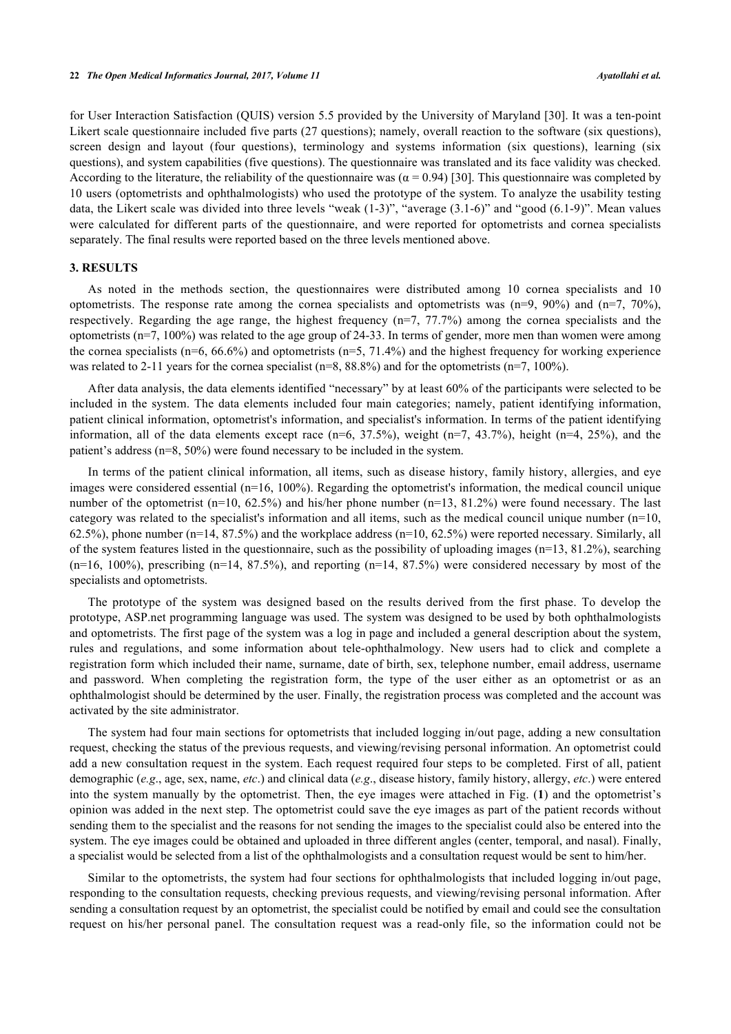for User Interaction Satisfaction (QUIS) version 5.5 provided by the University of Maryland [30]. It was a ten-point Likert scale questionnaire included five parts (27 questions); namely, overall reaction to the software (six questions), screen design and layout (four questions), terminology and systems information (six questions), learning (six questions), and system capabilities (five questions). The questionnaire was translated and its face validity was checked. According to the literature, the reliability of the questionnaire was ($\alpha = 0.94$) [30]. This questionnaire was completed by 10 users (optometrists and ophthalmologists) who used the prototype of the system. To analyze the usability testing data, the Likert scale was divided into three levels "weak (1-3)", "average (3.1-6)" and "good (6.1-9)". Mean values were calculated for different parts of the questionnaire, and were reported for optometrists and cornea specialists separately. The final results were reported based on the three levels mentioned above.

## 3. RESULTS

As noted in the methods section, the questionnaires were distributed among 10 cornea specialists and 10 optometrists. The response rate among the cornea specialists and optometrists was (n=9, 90%) and (n=7, 70%), respectively. Regarding the age range, the highest frequency (n=7, 77.7%) among the cornea specialists and the optometrists (n=7, 100%) was related to the age group of 24-33. In terms of gender, more men than women were among the cornea specialists (n=6, 66.6%) and optometrists (n=5, 71.4%) and the highest frequency for working experience was related to 2-11 years for the cornea specialist (n=8, 88.8%) and for the optometrists (n=7, 100%).

After data analysis, the data elements identified "necessary" by at least 60% of the participants were selected to be included in the system. The data elements included four main categories; namely, patient identifying information, patient clinical information, optometrist's information, and specialist's information. In terms of the patient identifying information, all of the data elements except race (n=6, 37.5%), weight (n=7, 43.7%), height (n=4, 25%), and the patient's address (n=8, 50%) were found necessary to be included in the system.

In terms of the patient clinical information, all items, such as disease history, family history, allergies, and eye images were considered essential (n=16, 100%). Regarding the optometrist's information, the medical council unique number of the optometrist (n=10, 62.5%) and his/her phone number (n=13, 81.2%) were found necessary. The last category was related to the specialist's information and all items, such as the medical council unique number (n=10, 62.5%), phone number (n=14, 87.5%) and the workplace address (n=10, 62.5%) were reported necessary. Similarly, all of the system features listed in the questionnaire, such as the possibility of uploading images (n=13, 81.2%), searching (n=16, 100%), prescribing (n=14, 87.5%), and reporting (n=14, 87.5%) were considered necessary by most of the specialists and optometrists.

The prototype of the system was designed based on the results derived from the first phase. To develop the prototype, ASP.net programming language was used. The system was designed to be used by both ophthalmologists and optometrists. The first page of the system was a log in page and included a general description about the system, rules and regulations, and some information about tele-ophthalmology. New users had to click and complete a registration form which included their name, surname, date of birth, sex, telephone number, email address, username and password. When completing the registration form, the type of the user either as an optometrist or as an ophthalmologist should be determined by the user. Finally, the registration process was completed and the account was activated by the site administrator.

The system had four main sections for optometrists that included logging in/out page, adding a new consultation request, checking the status of the previous requests, and viewing/revising personal information. An optometrist could add a new consultation request in the system. Each request required four steps to be completed. First of all, patient demographic (*e.g.*, age, sex, name, *etc*.) and clinical data (*e.g.*, disease history, family history, allergy, *etc*.) were entered into the system manually by the optometrist. Then, the eye images were attached in Fig. (**1**) and the optometrist's opinion was added in the next step. The optometrist could save the eye images as part of the patient records without sending them to the specialist and the reasons for not sending the images to the specialist could also be entered into the system. The eye images could be obtained and uploaded in three different angles (center, temporal, and nasal). Finally, a specialist would be selected from a list of the ophthalmologists and a consultation request would be sent to him/her.

Similar to the optometrists, the system had four sections for ophthalmologists that included logging in/out page, responding to the consultation requests, checking previous requests, and viewing/revising personal information. After sending a consultation request by an optometrist, the specialist could be notified by email and could see the consultation request on his/her personal panel. The consultation request was a read-only file, so the information could not be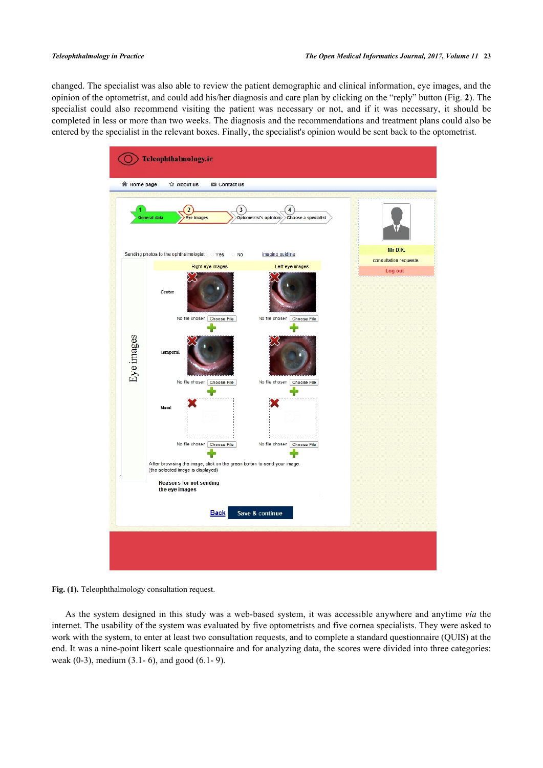changed. The specialist was also able to review the patient demographic and clinical information, eye images, and the opinion of the optometrist, and could add his/her diagnosis and care plan by clicking on the "reply" button (Fig. **2**). The specialist could also recommend visiting the patient was necessary or not, and if it was necessary, it should be completed in less or more than two weeks. The diagnosis and the recommendations and treatment plans could also be entered by the specialist in the relevant boxes. Finally, the specialist's opinion would be sent back to the optometrist.

**Fig. (1).** Teleophthalmology consultation request.

As the system designed in this study was a web-based system, it was accessible anywhere and anytime *via* the internet. The usability of the system was evaluated by five optometrists and five cornea specialists. They were asked to work with the system, to enter at least two consultation requests, and to complete a standard questionnaire (QUIS) at the end. It was a nine-point likert scale questionnaire and for analyzing data, the scores were divided into three categories: weak (0-3), medium (3.1- 6), and good (6.1- 9).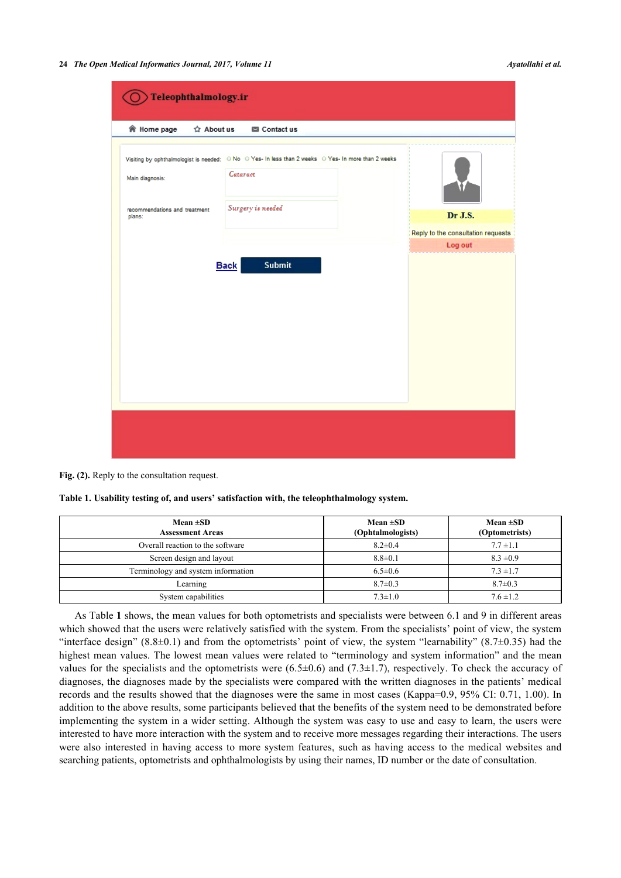Fig. (2). Reply to the consultation request.

**Table 1. Usability testing of, and users' satisfaction with, the teleophthalmology system.**

| Mean ±SD<br>Assessment Areas | Mean ±SD<br>(Ophtalmologists) | Mean ±SD<br>(Optometrists) |
|---|---|---|
| Overall reaction to the software | 8.2±0.4 | 7.7 ±1.1 |
| Screen design and layout | 8.8±0.1 | 8.3 ±0.9 |
| Terminology and system information | 6.5±0.6 | 7.3 ±1.7 |
| Learning | 8.7±0.3 | 8.7±0.3 |
| System capabilities | 7.3±1.0 | 7.6 ±1.2 |

As Table **1** shows, the mean values for both optometrists and specialists were between 6.1 and 9 in different areas which showed that the users were relatively satisfied with the system. From the specialists' point of view, the system "interface design" (8.8±0.1) and from the optometrists' point of view, the system "learnability" (8.7±0.35) had the highest mean values. The lowest mean values were related to "terminology and system information" and the mean values for the specialists and the optometrists were (6.5±0.6) and (7.3±1.7), respectively. To check the accuracy of diagnoses, the diagnoses made by the specialists were compared with the written diagnoses in the patients' medical records and the results showed that the diagnoses were the same in most cases (Kappa=0.9, 95% CI: 0.71, 1.00). In addition to the above results, some participants believed that the benefits of the system need to be demonstrated before implementing the system in a wider setting. Although the system was easy to use and easy to learn, the users were interested to have more interaction with the system and to receive more messages regarding their interactions. The users were also interested in having access to more system features, such as having access to the medical websites and searching patients, optometrists and ophthalmologists by using their names, ID number or the date of consultation.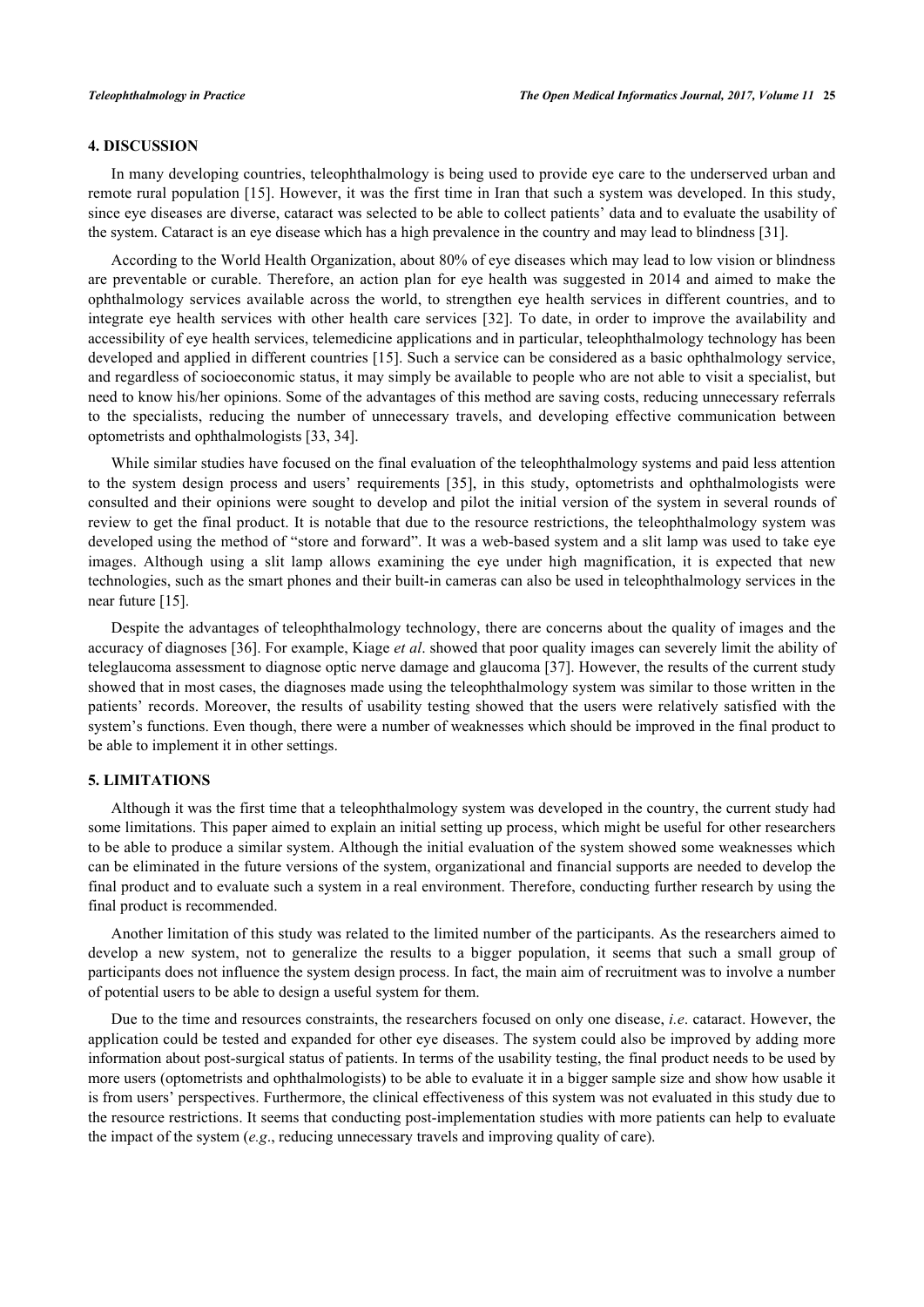## 4. DISCUSSION

In many developing countries, teleophthalmology is being used to provide eye care to the underserved urban and remote rural population [15]. However, it was the first time in Iran that such a system was developed. In this study, since eye diseases are diverse, cataract was selected to be able to collect patients' data and to evaluate the usability of the system. Cataract is an eye disease which has a high prevalence in the country and may lead to blindness [31].

According to the World Health Organization, about 80% of eye diseases which may lead to low vision or blindness are preventable or curable. Therefore, an action plan for eye health was suggested in 2014 and aimed to make the ophthalmology services available across the world, to strengthen eye health services in different countries, and to integrate eye health services with other health care services [32]. To date, in order to improve the availability and accessibility of eye health services, telemedicine applications and in particular, teleophthalmology technology has been developed and applied in different countries [15]. Such a service can be considered as a basic ophthalmology service, and regardless of socioeconomic status, it may simply be available to people who are not able to visit a specialist, but need to know his/her opinions. Some of the advantages of this method are saving costs, reducing unnecessary referrals to the specialists, reducing the number of unnecessary travels, and developing effective communication between optometrists and ophthalmologists [33, 34].

While similar studies have focused on the final evaluation of the teleophthalmology systems and paid less attention to the system design process and users' requirements [35], in this study, optometrists and ophthalmologists were consulted and their opinions were sought to develop and pilot the initial version of the system in several rounds of review to get the final product. It is notable that due to the resource restrictions, the teleophthalmology system was developed using the method of "store and forward". It was a web-based system and a slit lamp was used to take eye images. Although using a slit lamp allows examining the eye under high magnification, it is expected that new technologies, such as the smart phones and their built-in cameras can also be used in teleophthalmology services in the near future [15].

Despite the advantages of teleophthalmology technology, there are concerns about the quality of images and the accuracy of diagnoses [36]. For example, Kiage *et al*. showed that poor quality images can severely limit the ability of teleglaucoma assessment to diagnose optic nerve damage and glaucoma [37]. However, the results of the current study showed that in most cases, the diagnoses made using the teleophthalmology system was similar to those written in the patients' records. Moreover, the results of usability testing showed that the users were relatively satisfied with the system's functions. Even though, there were a number of weaknesses which should be improved in the final product to be able to implement it in other settings.

## 5. LIMITATIONS

Although it was the first time that a teleophthalmology system was developed in the country, the current study had some limitations. This paper aimed to explain an initial setting up process, which might be useful for other researchers to be able to produce a similar system. Although the initial evaluation of the system showed some weaknesses which can be eliminated in the future versions of the system, organizational and financial supports are needed to develop the final product and to evaluate such a system in a real environment. Therefore, conducting further research by using the final product is recommended.

Another limitation of this study was related to the limited number of the participants. As the researchers aimed to develop a new system, not to generalize the results to a bigger population, it seems that such a small group of participants does not influence the system design process. In fact, the main aim of recruitment was to involve a number of potential users to be able to design a useful system for them.

Due to the time and resources constraints, the researchers focused on only one disease, *i.e*. cataract. However, the application could be tested and expanded for other eye diseases. The system could also be improved by adding more information about post-surgical status of patients. In terms of the usability testing, the final product needs to be used by more users (optometrists and ophthalmologists) to be able to evaluate it in a bigger sample size and show how usable it is from users' perspectives. Furthermore, the clinical effectiveness of this system was not evaluated in this study due to the resource restrictions. It seems that conducting post-implementation studies with more patients can help to evaluate the impact of the system (*e.g*., reducing unnecessary travels and improving quality of care).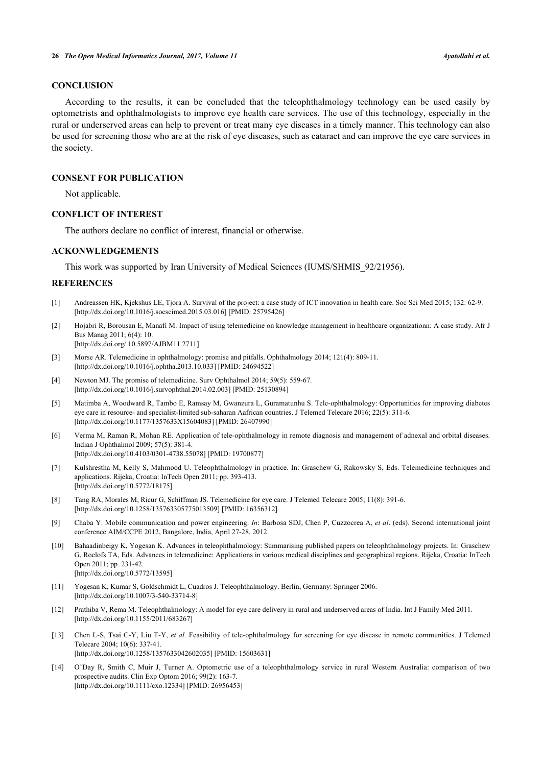## CONCLUSION

According to the results, it can be concluded that the teleophthalmology technology can be used easily by optometrists and ophthalmologists to improve eye health care services. The use of this technology, especially in the rural or underserved areas can help to prevent or treat many eye diseases in a timely manner. This technology can also be used for screening those who are at the risk of eye diseases, such as cataract and can improve the eye care services in the society.

## CONSENT FOR PUBLICATION

Not applicable.

## CONFLICT OF INTEREST

The authors declare no conflict of interest, financial or otherwise.

## ACKONWLEDGEMENTS

This work was supported by Iran University of Medical Sciences (IUMS/SHMIS_92/21956).

## REFERENCES

[1] Andreassen HK, Kjekshus LE, Tjora A. Survival of the project: a case study of ICT innovation in health care. Soc Sci Med 2015; 132: 62-9. [http://dx.doi.org/10.1016/j.socscimed.2015.03.016] [PMID: 25795426]

[2] Hojabri R, Borousan E, Manafi M. Impact of using telemedicine on knowledge management in healthcare organizationn: A case study. Afr J Bus Manag 2011; 6(4): 10. [http://dx.doi.org/ 10.5897/AJBM11.2711]

[3] Morse AR. Telemedicine in ophthalmology: promise and pitfalls. Ophthalmology 2014; 121(4): 809-11. [http://dx.doi.org/10.1016/j.ophtha.2013.10.033] [PMID: 24694522]

[4] Newton MJ. The promise of telemedicine. Surv Ophthalmol 2014; 59(5): 559-67. [http://dx.doi.org/10.1016/j.survophthal.2014.02.003] [PMID: 25130894]

[5] Matimba A, Woodward R, Tambo E, Ramsay M, Gwanzura L, Guramatunhu S. Tele-ophthalmology: Opportunities for improving diabetes eye care in resource- and specialist-limited sub-saharan Aafrican countries. J Telemed Telecare 2016; 22(5): 311-6. [http://dx.doi.org/10.1177/1357633X15604083] [PMID: 26407990]

[6] Verma M, Raman R, Mohan RE. Application of tele-ophthalmology in remote diagnosis and management of adnexal and orbital diseases. Indian J Ophthalmol 2009; 57(5): 381-4. [http://dx.doi.org/10.4103/0301-4738.55078] [PMID: 19700877]

[7] Kulshrestha M, Kelly S, Mahmood U. Teleophthalmology in practice. In: Graschew G, Rakowsky S, Eds. Telemedicine techniques and applications. Rijeka, Croatia: InTech Open 2011; pp. 393-413. [http://dx.doi.org/10.5772/18175]

[8] Tang RA, Morales M, Ricur G, Schiffman JS. Telemedicine for eye care. J Telemed Telecare 2005; 11(8): 391-6. [http://dx.doi.org/10.1258/135763305775013509] [PMID: 16356312]

[9] Chaba Y. Mobile communication and power engineering. *In*: Barbosa SDJ, Chen P, Cuzzocrea A, *et al*. (eds). Second international joint conference AIM/CCPE 2012, Bangalore, India, April 27-28, 2012.

[10] Bahaadinbeigy K, Yogesan K. Advances in teleophthalmology: Summarising published papers on teleophthalmology projects. In: Graschew G, Roelofs TA, Eds. Advances in telemedicine: Applications in various medical disciplines and geographical regions. Rijeka, Croatia: InTech Open 2011; pp. 231-42. [http://dx.doi.org/10.5772/13595]

[11] Yogesan K, Kumar S, Goldschmidt L, Cuadros J. Teleophthalmology. Berlin, Germany: Springer 2006. [http://dx.doi.org/10.1007/3-540-33714-8]

[12] Prathiba V, Rema M. Teleophthalmology: A model for eye care delivery in rural and underserved areas of India. Int J Family Med 2011. [http://dx.doi.org/10.1155/2011/683267]

[13] Chen L-S, Tsai C-Y, Liu T-Y, *et al.* Feasibility of tele-ophthalmology for screening for eye disease in remote communities. J Telemed Telecare 2004; 10(6): 337-41. [http://dx.doi.org/10.1258/1357633042602035] [PMID: 15603631]

[14] O'Day R, Smith C, Muir J, Turner A. Optometric use of a teleophthalmology service in rural Western Australia: comparison of two prospective audits. Clin Exp Optom 2016; 99(2): 163-7. [http://dx.doi.org/10.1111/cxo.12334] [PMID: 26956453]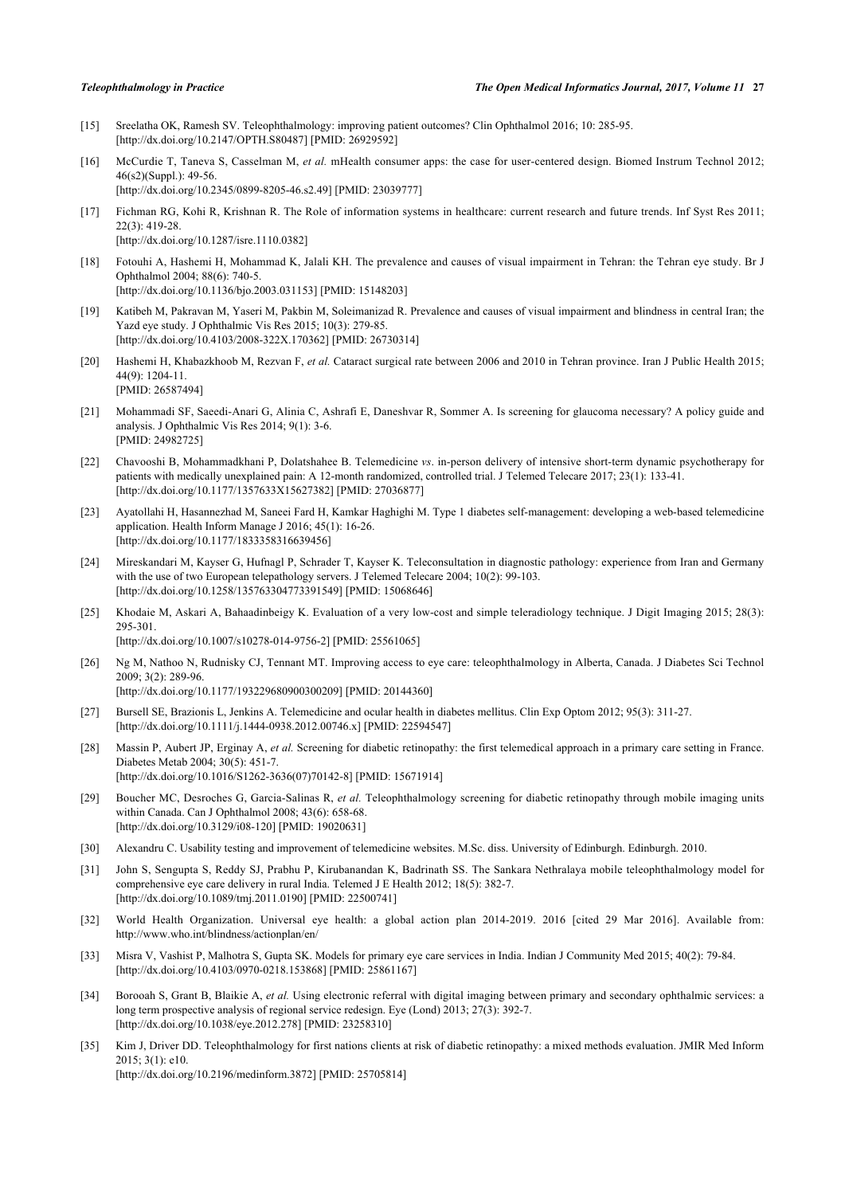[15] Sreelatha OK, Ramesh SV. Teleophthalmology: improving patient outcomes? Clin Ophthalmol 2016; 10: 285-95. [http://dx.doi.org/10.2147/OPTH.S80487] [PMID: 26929592]

[16] McCurdie T, Taneva S, Casselman M, *et al.* mHealth consumer apps: the case for user-centered design. Biomed Instrum Technol 2012; 46(s2)(Suppl.): 49-56. [http://dx.doi.org/10.2345/0899-8205-46.s2.49] [PMID: 23039777]

[17] Fichman RG, Kohi R, Krishnan R. The Role of information systems in healthcare: current research and future trends. Inf Syst Res 2011; 22(3): 419-28. [http://dx.doi.org/10.1287/isre.1110.0382]

[18] Fotouhi A, Hashemi H, Mohammad K, Jalali KH. The prevalence and causes of visual impairment in Tehran: the Tehran eye study. Br J Ophthalmol 2004; 88(6): 740-5. [http://dx.doi.org/10.1136/bjo.2003.031153] [PMID: 15148203]

[19] Katibeh M, Pakravan M, Yaseri M, Pakbin M, Soleimanizad R. Prevalence and causes of visual impairment and blindness in central Iran; the Yazd eye study. J Ophthalmic Vis Res 2015; 10(3): 279-85. [http://dx.doi.org/10.4103/2008-322X.170362] [PMID: 26730314]

[20] Hashemi H, Khabazkhoob M, Rezvan F, *et al.* Cataract surgical rate between 2006 and 2010 in Tehran province. Iran J Public Health 2015; 44(9): 1204-11. [PMID: 26587494]

[21] Mohammadi SF, Saeedi-Anari G, Alinia C, Ashrafi E, Daneshvar R, Sommer A. Is screening for glaucoma necessary? A policy guide and analysis. J Ophthalmic Vis Res 2014; 9(1): 3-6. [PMID: 24982725]

[22] Chavooshi B, Mohammadkhani P, Dolatshahee B. Telemedicine *vs*. in-person delivery of intensive short-term dynamic psychotherapy for patients with medically unexplained pain: A 12-month randomized, controlled trial. J Telemed Telecare 2017; 23(1): 133-41. [http://dx.doi.org/10.1177/1357633X15627382] [PMID: 27036877]

[23] Ayatollahi H, Hasannezhad M, Saneei Fard H, Kamkar Haghighi M. Type 1 diabetes self-management: developing a web-based telemedicine application. Health Inform Manage J 2016; 45(1): 16-26. [http://dx.doi.org/10.1177/1833358316639456]

[24] Mireskandari M, Kayser G, Hufnagl P, Schrader T, Kayser K. Teleconsultation in diagnostic pathology: experience from Iran and Germany with the use of two European telepathology servers. J Telemed Telecare 2004; 10(2): 99-103. [http://dx.doi.org/10.1258/135763304773391549] [PMID: 15068646]

[25] Khodaie M, Askari A, Bahaadinbeigy K. Evaluation of a very low-cost and simple teleradiology technique. J Digit Imaging 2015; 28(3): 295-301. [http://dx.doi.org/10.1007/s10278-014-9756-2] [PMID: 25561065]

[26] Ng M, Nathoo N, Rudnisky CJ, Tennant MT. Improving access to eye care: teleophthalmology in Alberta, Canada. J Diabetes Sci Technol 2009; 3(2): 289-96. [http://dx.doi.org/10.1177/193229680900300209] [PMID: 20144360]

[27] Bursell SE, Brazionis L, Jenkins A. Telemedicine and ocular health in diabetes mellitus. Clin Exp Optom 2012; 95(3): 311-27. [http://dx.doi.org/10.1111/j.1444-0938.2012.00746.x] [PMID: 22594547]

[28] Massin P, Aubert JP, Erginay A, *et al.* Screening for diabetic retinopathy: the first telemedical approach in a primary care setting in France. Diabetes Metab 2004; 30(5): 451-7. [http://dx.doi.org/10.1016/S1262-3636(07)70142-8] [PMID: 15671914]

[29] Boucher MC, Desroches G, Garcia-Salinas R, *et al.* Teleophthalmology screening for diabetic retinopathy through mobile imaging units within Canada. Can J Ophthalmol 2008; 43(6): 658-68. [http://dx.doi.org/10.3129/i08-120] [PMID: 19020631]

[30] Alexandru C. Usability testing and improvement of telemedicine websites. M.Sc. diss. University of Edinburgh. Edinburgh. 2010.

[31] John S, Sengupta S, Reddy SJ, Prabhu P, Kirubanandan K, Badrinath SS. The Sankara Nethralaya mobile teleophthalmology model for comprehensive eye care delivery in rural India. Telemed J E Health 2012; 18(5): 382-7. [http://dx.doi.org/10.1089/tmj.2011.0190] [PMID: 22500741]

[32] World Health Organization. Universal eye health: a global action plan 2014-2019. 2016 [cited 29 Mar 2016]. Available from: http://www.who.int/blindness/actionplan/en/

[33] Misra V, Vashist P, Malhotra S, Gupta SK. Models for primary eye care services in India. Indian J Community Med 2015; 40(2): 79-84. [http://dx.doi.org/10.4103/0970-0218.153868] [PMID: 25861167]

[34] Borooah S, Grant B, Blaikie A, *et al.* Using electronic referral with digital imaging between primary and secondary ophthalmic services: a long term prospective analysis of regional service redesign. Eye (Lond) 2013; 27(3): 392-7. [http://dx.doi.org/10.1038/eye.2012.278] [PMID: 23258310]

[35] Kim J, Driver DD. Teleophthalmology for first nations clients at risk of diabetic retinopathy: a mixed methods evaluation. JMIR Med Inform 2015; 3(1): e10. [http://dx.doi.org/10.2196/medinform.3872] [PMID: 25705814]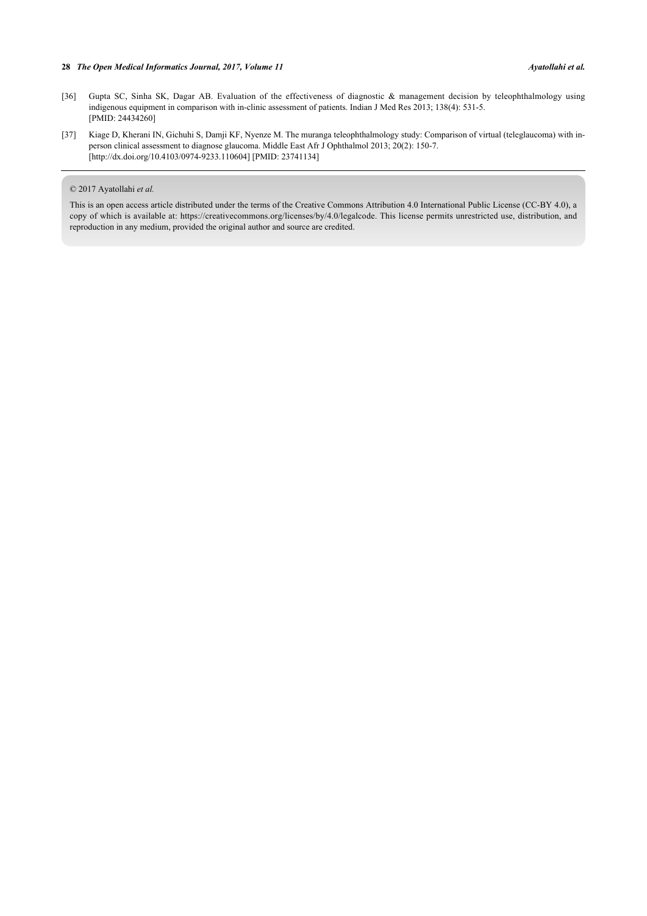[36] Gupta SC, Sinha SK, Dagar AB. Evaluation of the effectiveness of diagnostic & management decision by teleophthalmology using indigenous equipment in comparison with in-clinic assessment of patients. Indian J Med Res 2013; 138(4): 531-5. [PMID: 24434260]

[37] Kiage D, Kherani IN, Gichuhi S, Damji KF, Nyenze M. The muranga teleophthalmology study: Comparison of virtual (teleglaucoma) with in-person clinical assessment to diagnose glaucoma. Middle East Afr J Ophthalmol 2013; 20(2): 150-7. [http://dx.doi.org/10.4103/0974-9233.110604] [PMID: 23741134]

---

© 2017 Ayatollahi *et al.*

This is an open access article distributed under the terms of the Creative Commons Attribution 4.0 International Public License (CC-BY 4.0), a copy of which is available at: https://creativecommons.org/licenses/by/4.0/legalcode. This license permits unrestricted use, distribution, and reproduction in any medium, provided the original author and source are credited.